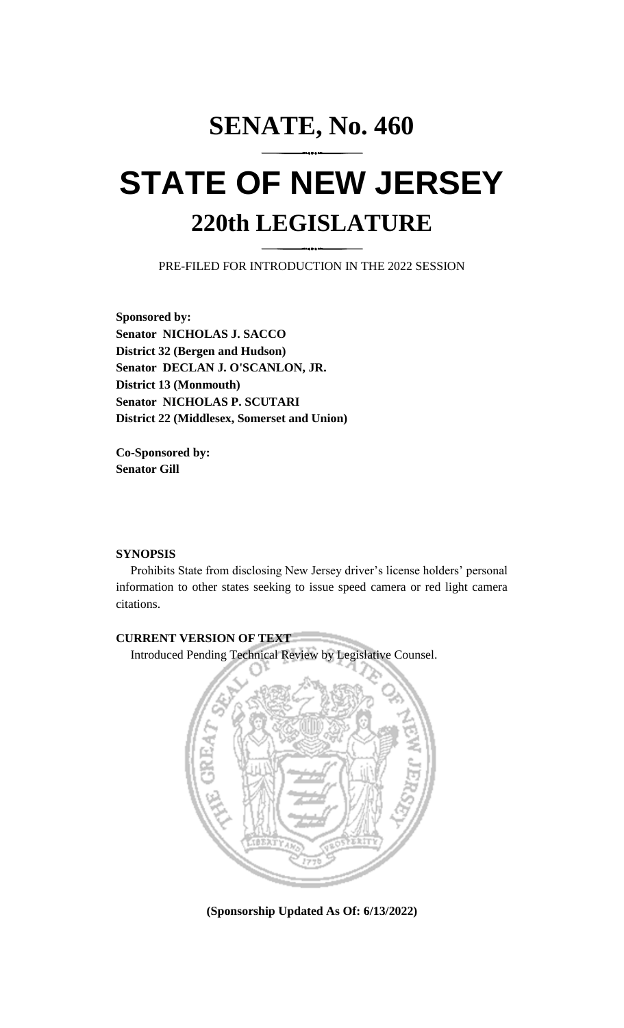# SENATE, No. 460

# STATE OF NEW JERSEY

## 220th LEGISLATURE

PRE-FILED FOR INTRODUCTION IN THE 2022 SESSION

**Sponsored by:**
**Senator NICHOLAS J. SACCO**
**District 32 (Bergen and Hudson)**
**Senator DECLAN J. O'SCANLON, JR.**
**District 13 (Monmouth)**
**Senator NICHOLAS P. SCUTARI**
**District 22 (Middlesex, Somerset and Union)**

**Co-Sponsored by:**
**Senator Gill**

**SYNOPSIS**

Prohibits State from disclosing New Jersey driver's license holders' personal information to other states seeking to issue speed camera or red light camera citations.

**CURRENT VERSION OF TEXT**

Introduced Pending Technical Review by Legislative Counsel.

**(Sponsorship Updated As Of: 6/13/2022)**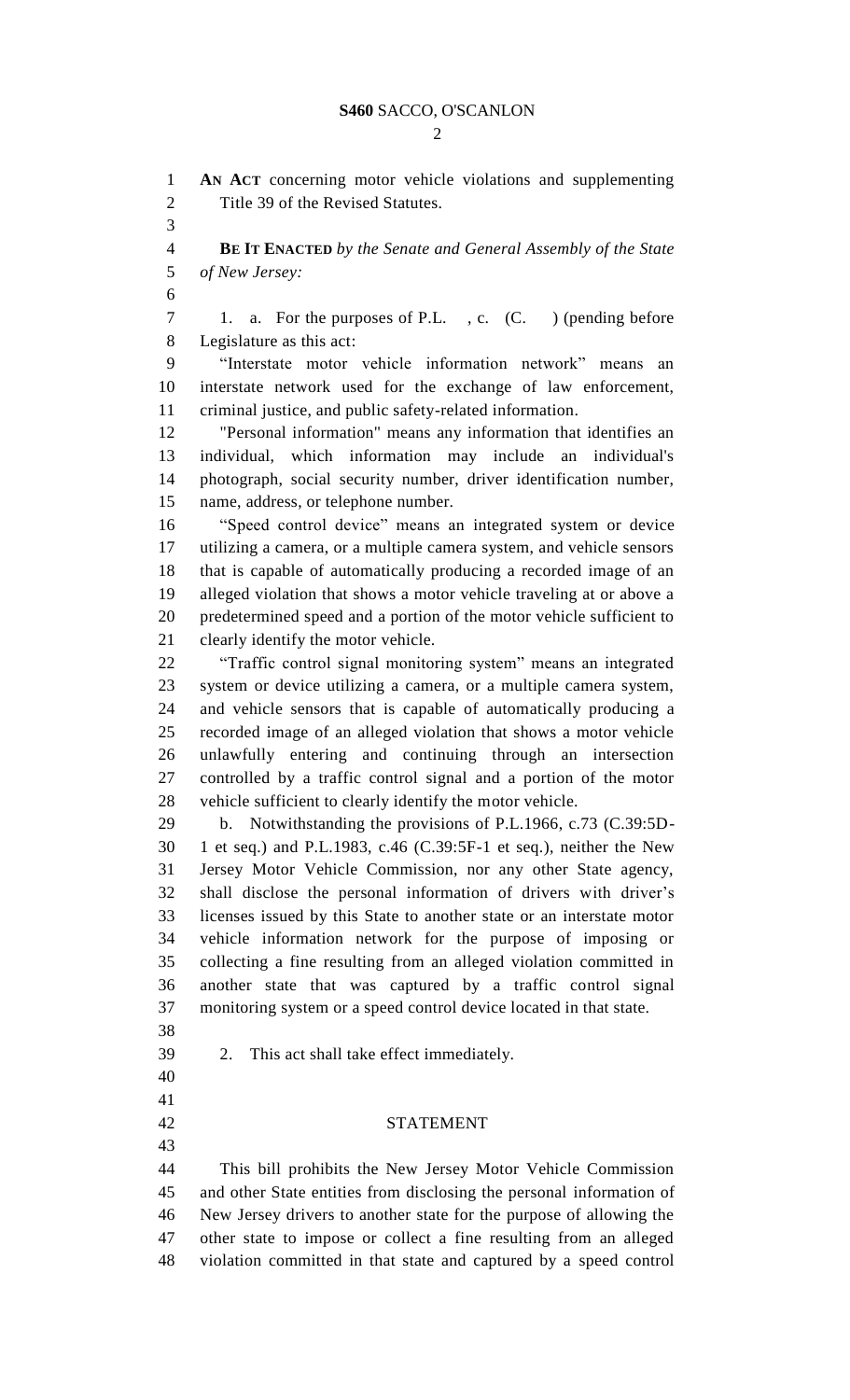**AN ACT** concerning motor vehicle violations and supplementing Title 39 of the Revised Statutes.

**BE IT ENACTED** *by the Senate and General Assembly of the State of New Jersey:*

1. a. For the purposes of P.L. , c. (C. ) (pending before Legislature as this act:

"Interstate motor vehicle information network" means an interstate network used for the exchange of law enforcement, criminal justice, and public safety-related information.

"Personal information" means any information that identifies an individual, which information may include an individual's photograph, social security number, driver identification number, name, address, or telephone number.

"Speed control device" means an integrated system or device utilizing a camera, or a multiple camera system, and vehicle sensors that is capable of automatically producing a recorded image of an alleged violation that shows a motor vehicle traveling at or above a predetermined speed and a portion of the motor vehicle sufficient to clearly identify the motor vehicle.

"Traffic control signal monitoring system" means an integrated system or device utilizing a camera, or a multiple camera system, and vehicle sensors that is capable of automatically producing a recorded image of an alleged violation that shows a motor vehicle unlawfully entering and continuing through an intersection controlled by a traffic control signal and a portion of the motor vehicle sufficient to clearly identify the motor vehicle.

b. Notwithstanding the provisions of P.L.1966, c.73 (C.39:5D-1 et seq.) and P.L.1983, c.46 (C.39:5F-1 et seq.), neither the New Jersey Motor Vehicle Commission, nor any other State agency, shall disclose the personal information of drivers with driver's licenses issued by this State to another state or an interstate motor vehicle information network for the purpose of imposing or collecting a fine resulting from an alleged violation committed in another state that was captured by a traffic control signal monitoring system or a speed control device located in that state.

2. This act shall take effect immediately.

## STATEMENT

This bill prohibits the New Jersey Motor Vehicle Commission and other State entities from disclosing the personal information of New Jersey drivers to another state for the purpose of allowing the other state to impose or collect a fine resulting from an alleged violation committed in that state and captured by a speed control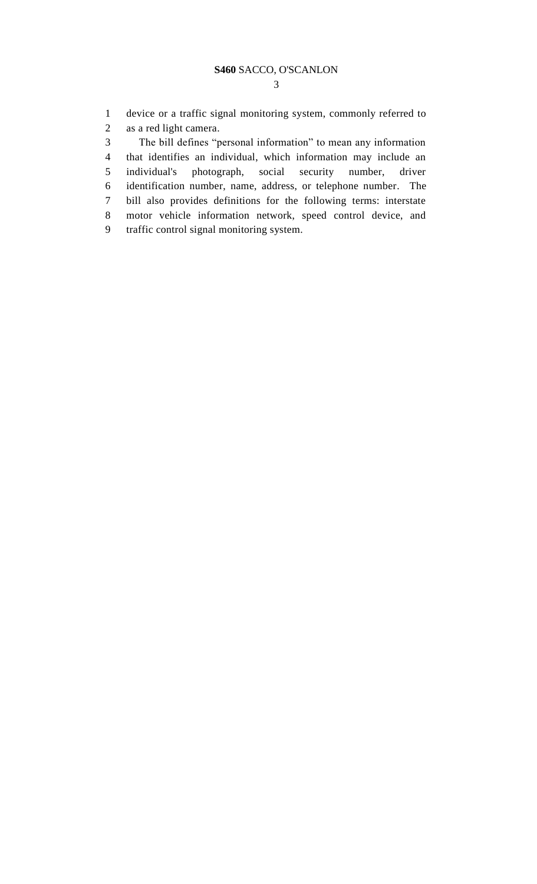device or a traffic signal monitoring system, commonly referred to as a red light camera.

The bill defines "personal information" to mean any information that identifies an individual, which information may include an individual's photograph, social security number, driver identification number, name, address, or telephone number. The bill also provides definitions for the following terms: interstate motor vehicle information network, speed control device, and traffic control signal monitoring system.